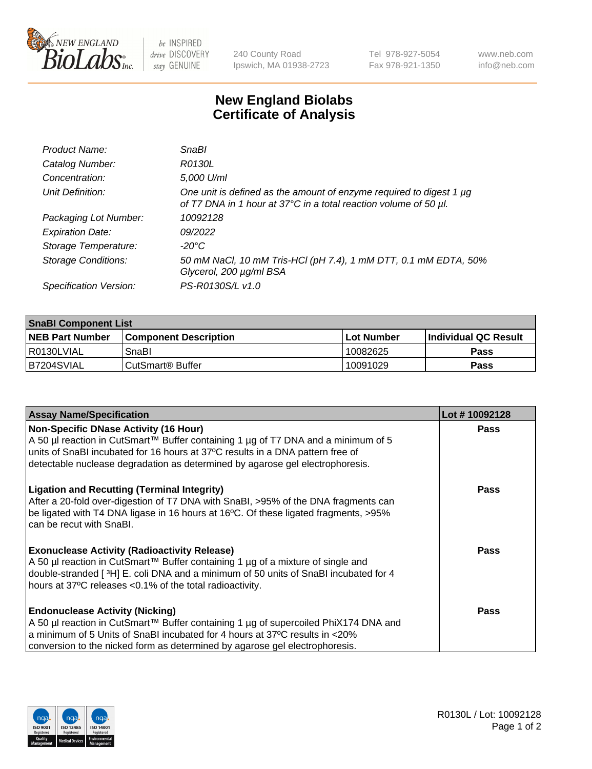# New England Biolabs Certificate of Analysis

| | |
|---|---|
| *Product Name:* | *SnaBI* |
| *Catalog Number:* | *R0130L* |
| *Concentration:* | *5,000 U/ml* |
| *Unit Definition:* | *One unit is defined as the amount of enzyme required to digest 1 µg of T7 DNA in 1 hour at 37°C in a total reaction volume of 50 µl.* |
| *Packaging Lot Number:* | *10092128* |
| *Expiration Date:* | *09/2022* |
| *Storage Temperature:* | *-20°C* |
| *Storage Conditions:* | *50 mM NaCl, 10 mM Tris-HCl (pH 7.4), 1 mM DTT, 0.1 mM EDTA, 50% Glycerol, 200 µg/ml BSA* |
| *Specification Version:* | *PS-R0130S/L v1.0* |

| SnaBI Component List | | | |
|---|---|---|---|
| **NEB Part Number** | **Component Description** | **Lot Number** | **Individual QC Result** |
| R0130LVIAL | SnaBI | 10082625 | **Pass** |
| B7204SVIAL | CutSmart® Buffer | 10091029 | **Pass** |

| Assay Name/Specification | Lot # 10092128 |
|---|---|
| **Non-Specific DNase Activity (16 Hour)** A 50 µl reaction in CutSmart™ Buffer containing 1 µg of T7 DNA and a minimum of 5 units of SnaBI incubated for 16 hours at 37ºC results in a DNA pattern free of detectable nuclease degradation as determined by agarose gel electrophoresis. | **Pass** |
| **Ligation and Recutting (Terminal Integrity)** After a 20-fold over-digestion of T7 DNA with SnaBI, >95% of the DNA fragments can be ligated with T4 DNA ligase in 16 hours at 16ºC. Of these ligated fragments, >95% can be recut with SnaBI. | **Pass** |
| **Exonuclease Activity (Radioactivity Release)** A 50 µl reaction in CutSmart™ Buffer containing 1 µg of a mixture of single and double-stranded [ $^3$H] E. coli DNA and a minimum of 50 units of SnaBI incubated for 4 hours at 37ºC releases <0.1% of the total radioactivity. | **Pass** |
| **Endonuclease Activity (Nicking)** A 50 µl reaction in CutSmart™ Buffer containing 1 µg of supercoiled PhiX174 DNA and a minimum of 5 Units of SnaBI incubated for 4 hours at 37ºC results in <20% conversion to the nicked form as determined by agarose gel electrophoresis. | **Pass** |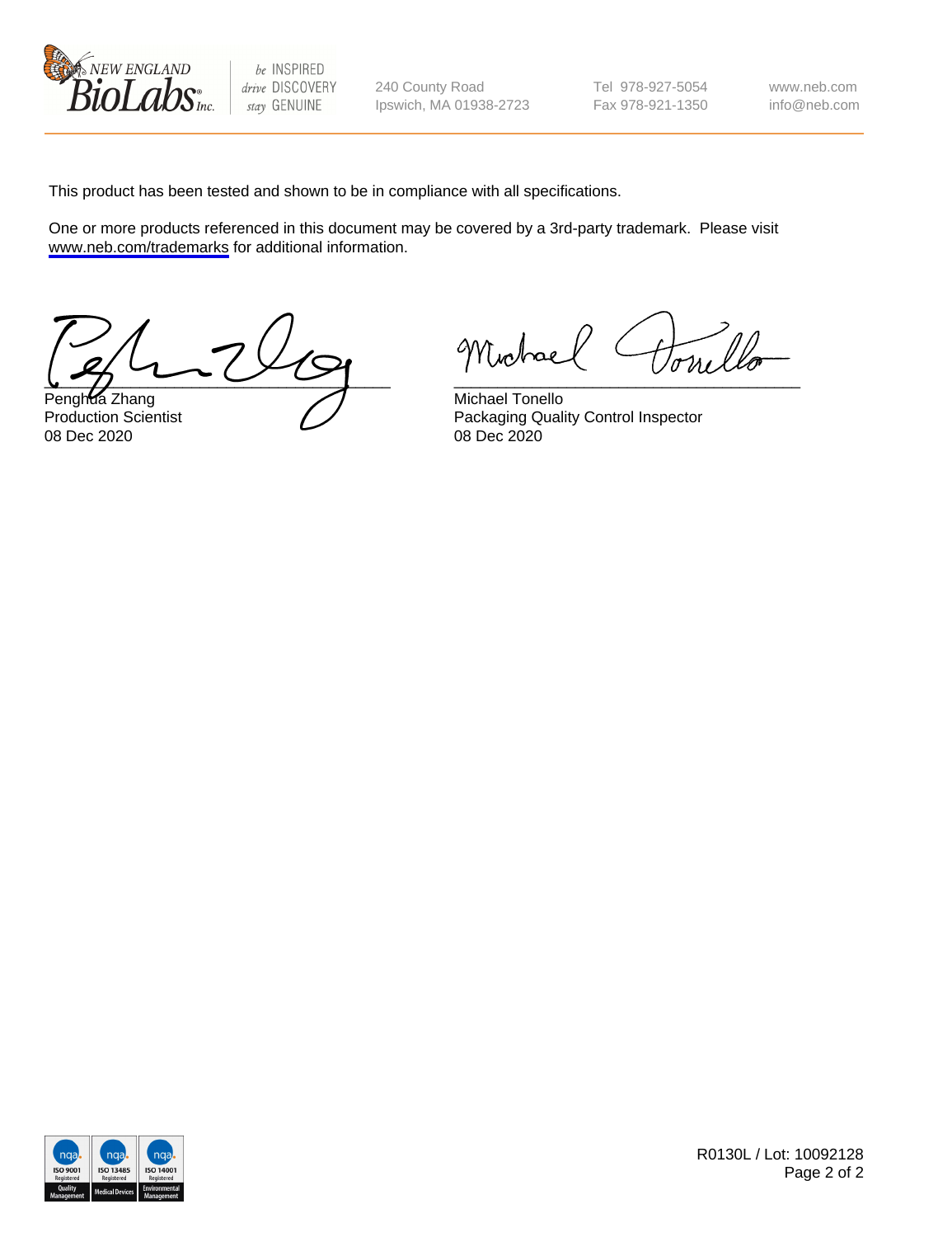This product has been tested and shown to be in compliance with all specifications.

One or more products referenced in this document may be covered by a 3rd-party trademark. Please visit www.neb.com/trademarks for additional information.

Penghua Zhang
Production Scientist
08 Dec 2020

Michael Tonello
Packaging Quality Control Inspector
08 Dec 2020

R0130L / Lot: 10092128